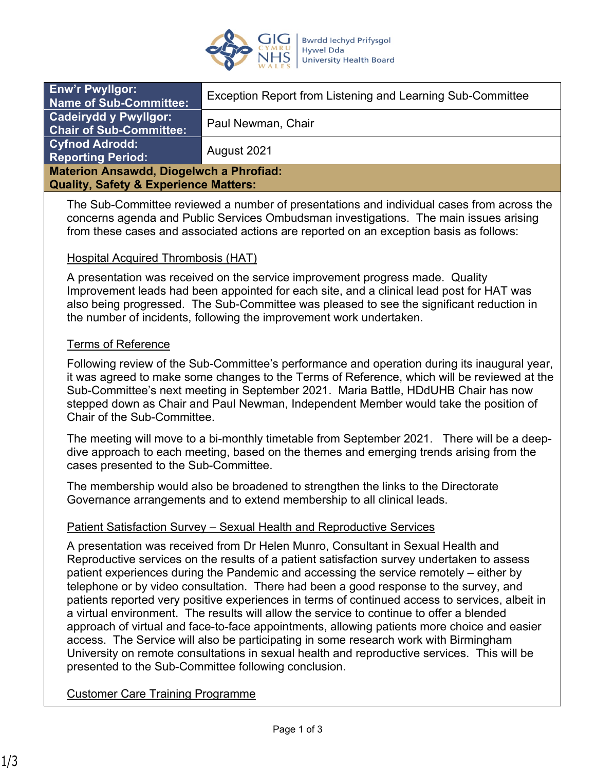| Enw'r Pwyllgor: Name of Sub-Committee: | Exception Report from Listening and Learning Sub-Committee |
|---|---|
| Cadeirydd y Pwyllgor: Chair of Sub-Committee: | Paul Newman, Chair |
| Cyfnod Adrodd: Reporting Period: | August 2021 |

**Materion Ansawdd, Diogelwch a Phrofiad:**
**Quality, Safety & Experience Matters:**

The Sub-Committee reviewed a number of presentations and individual cases from across the concerns agenda and Public Services Ombudsman investigations. The main issues arising from these cases and associated actions are reported on an exception basis as follows:

Hospital Acquired Thrombosis (HAT)

A presentation was received on the service improvement progress made. Quality Improvement leads had been appointed for each site, and a clinical lead post for HAT was also being progressed. The Sub-Committee was pleased to see the significant reduction in the number of incidents, following the improvement work undertaken.

Terms of Reference

Following review of the Sub-Committee's performance and operation during its inaugural year, it was agreed to make some changes to the Terms of Reference, which will be reviewed at the Sub-Committee's next meeting in September 2021. Maria Battle, HDdUHB Chair has now stepped down as Chair and Paul Newman, Independent Member would take the position of Chair of the Sub-Committee.

The meeting will move to a bi-monthly timetable from September 2021. There will be a deep-dive approach to each meeting, based on the themes and emerging trends arising from the cases presented to the Sub-Committee.

The membership would also be broadened to strengthen the links to the Directorate Governance arrangements and to extend membership to all clinical leads.

Patient Satisfaction Survey – Sexual Health and Reproductive Services

A presentation was received from Dr Helen Munro, Consultant in Sexual Health and Reproductive services on the results of a patient satisfaction survey undertaken to assess patient experiences during the Pandemic and accessing the service remotely – either by telephone or by video consultation. There had been a good response to the survey, and patients reported very positive experiences in terms of continued access to services, albeit in a virtual environment. The results will allow the service to continue to offer a blended approach of virtual and face-to-face appointments, allowing patients more choice and easier access. The Service will also be participating in some research work with Birmingham University on remote consultations in sexual health and reproductive services. This will be presented to the Sub-Committee following conclusion.

Customer Care Training Programme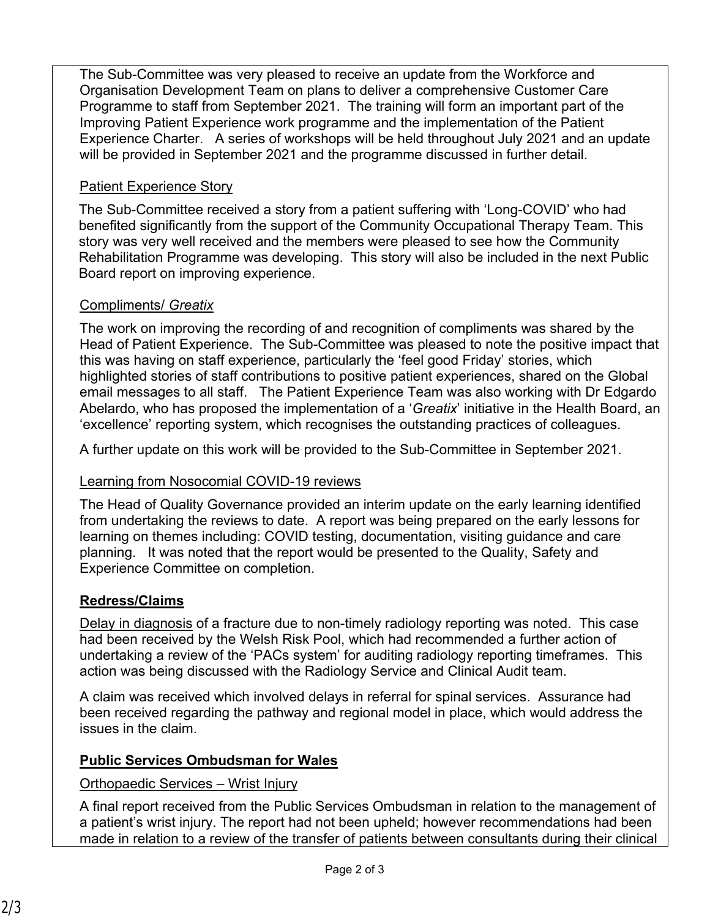The Sub-Committee was very pleased to receive an update from the Workforce and Organisation Development Team on plans to deliver a comprehensive Customer Care Programme to staff from September 2021. The training will form an important part of the Improving Patient Experience work programme and the implementation of the Patient Experience Charter. A series of workshops will be held throughout July 2021 and an update will be provided in September 2021 and the programme discussed in further detail.

Patient Experience Story

The Sub-Committee received a story from a patient suffering with 'Long-COVID' who had benefited significantly from the support of the Community Occupational Therapy Team. This story was very well received and the members were pleased to see how the Community Rehabilitation Programme was developing. This story will also be included in the next Public Board report on improving experience.

Compliments/ *Greatix*

The work on improving the recording of and recognition of compliments was shared by the Head of Patient Experience. The Sub-Committee was pleased to note the positive impact that this was having on staff experience, particularly the 'feel good Friday' stories, which highlighted stories of staff contributions to positive patient experiences, shared on the Global email messages to all staff. The Patient Experience Team was also working with Dr Edgardo Abelardo, who has proposed the implementation of a '*Greatix*' initiative in the Health Board, an 'excellence' reporting system, which recognises the outstanding practices of colleagues.

A further update on this work will be provided to the Sub-Committee in September 2021.

Learning from Nosocomial COVID-19 reviews

The Head of Quality Governance provided an interim update on the early learning identified from undertaking the reviews to date. A report was being prepared on the early lessons for learning on themes including: COVID testing, documentation, visiting guidance and care planning. It was noted that the report would be presented to the Quality, Safety and Experience Committee on completion.

**Redress/Claims**

Delay in diagnosis of a fracture due to non-timely radiology reporting was noted. This case had been received by the Welsh Risk Pool, which had recommended a further action of undertaking a review of the 'PACs system' for auditing radiology reporting timeframes. This action was being discussed with the Radiology Service and Clinical Audit team.

A claim was received which involved delays in referral for spinal services. Assurance had been received regarding the pathway and regional model in place, which would address the issues in the claim.

**Public Services Ombudsman for Wales**

Orthopaedic Services – Wrist Injury

A final report received from the Public Services Ombudsman in relation to the management of a patient's wrist injury. The report had not been upheld; however recommendations had been made in relation to a review of the transfer of patients between consultants during their clinical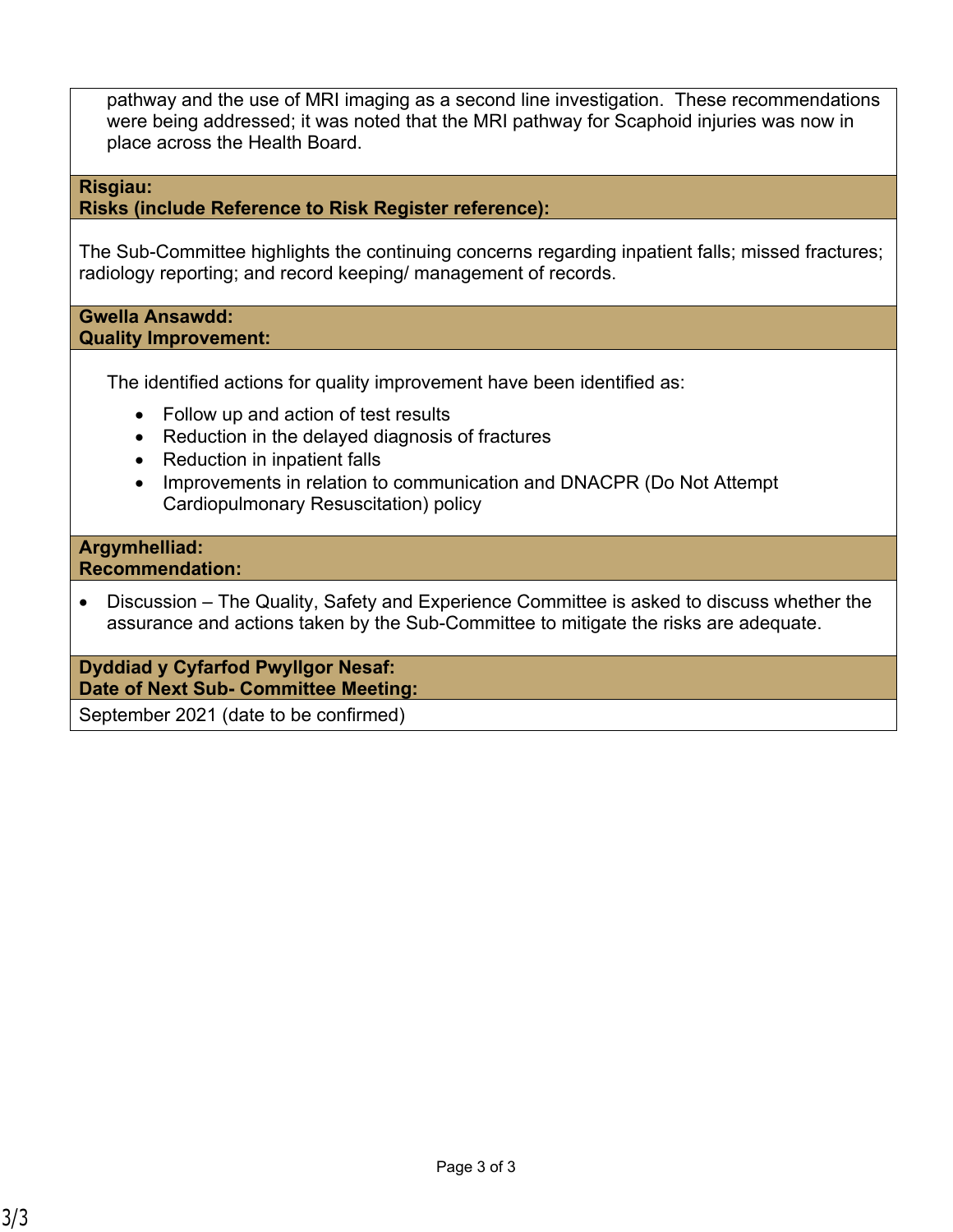pathway and the use of MRI imaging as a second line investigation. These recommendations were being addressed; it was noted that the MRI pathway for Scaphoid injuries was now in place across the Health Board.

**Risgiau:**
**Risks (include Reference to Risk Register reference):**

The Sub-Committee highlights the continuing concerns regarding inpatient falls; missed fractures; radiology reporting; and record keeping/ management of records.

**Gwella Ansawdd:**
**Quality Improvement:**

The identified actions for quality improvement have been identified as:

- Follow up and action of test results
- Reduction in the delayed diagnosis of fractures
- Reduction in inpatient falls
- Improvements in relation to communication and DNACPR (Do Not Attempt Cardiopulmonary Resuscitation) policy

**Argymhelliad:**
**Recommendation:**

- Discussion – The Quality, Safety and Experience Committee is asked to discuss whether the assurance and actions taken by the Sub-Committee to mitigate the risks are adequate.

**Dyddiad y Cyfarfod Pwyllgor Nesaf:**
**Date of Next Sub- Committee Meeting:**

September 2021 (date to be confirmed)